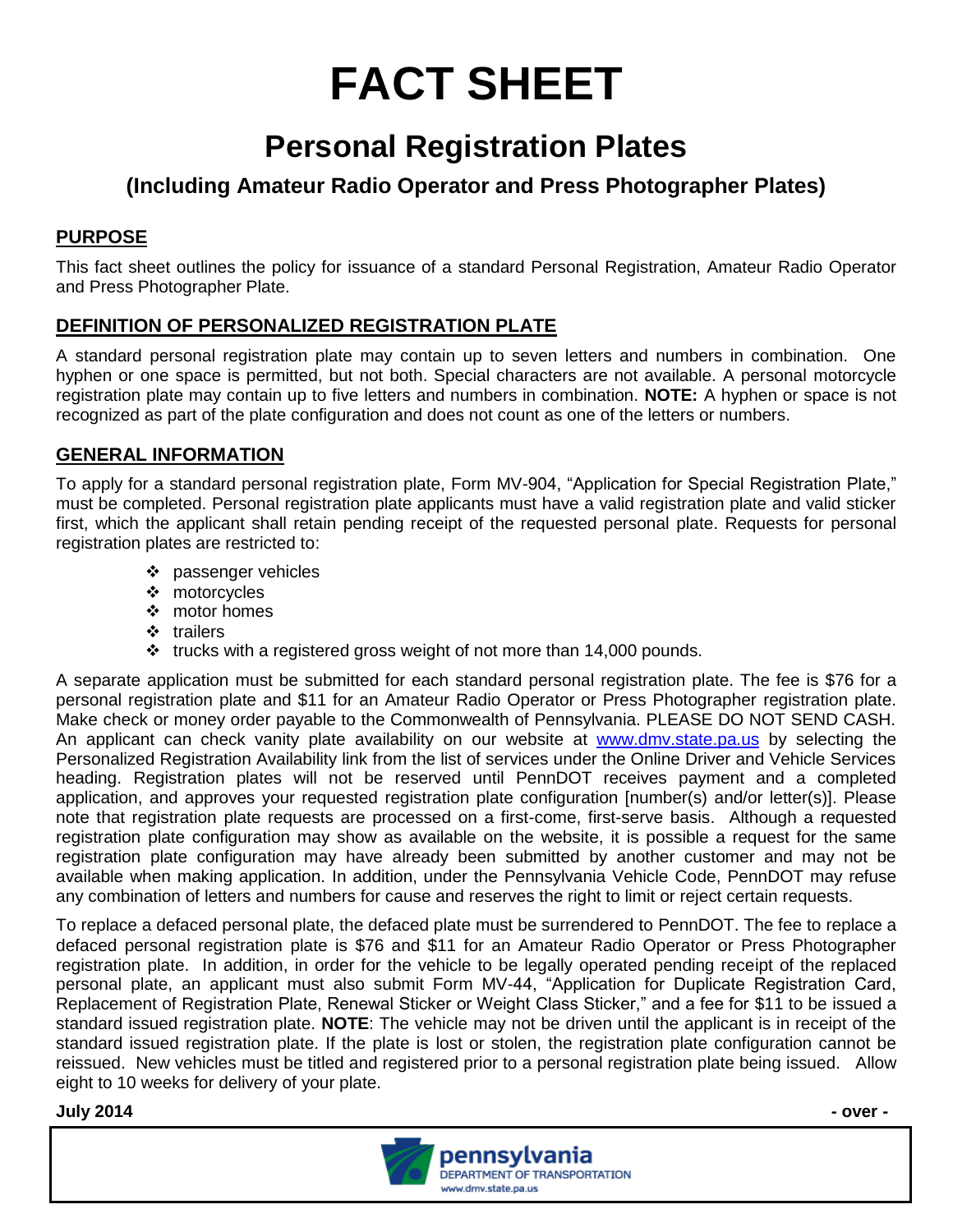# FACT SHEET

## Personal Registration Plates

### (Including Amateur Radio Operator and Press Photographer Plates)

#### PURPOSE

This fact sheet outlines the policy for issuance of a standard Personal Registration, Amateur Radio Operator and Press Photographer Plate.

#### DEFINITION OF PERSONALIZED REGISTRATION PLATE

A standard personal registration plate may contain up to seven letters and numbers in combination. One hyphen or one space is permitted, but not both. Special characters are not available. A personal motorcycle registration plate may contain up to five letters and numbers in combination. **NOTE:** A hyphen or space is not recognized as part of the plate configuration and does not count as one of the letters or numbers.

#### GENERAL INFORMATION

To apply for a standard personal registration plate, Form MV-904, "Application for Special Registration Plate," must be completed. Personal registration plate applicants must have a valid registration plate and valid sticker first, which the applicant shall retain pending receipt of the requested personal plate. Requests for personal registration plates are restricted to:

- passenger vehicles
- motorcycles
- motor homes
- trailers
- trucks with a registered gross weight of not more than 14,000 pounds.

A separate application must be submitted for each standard personal registration plate. The fee is $76 for a personal registration plate and $11 for an Amateur Radio Operator or Press Photographer registration plate. Make check or money order payable to the Commonwealth of Pennsylvania. PLEASE DO NOT SEND CASH. An applicant can check vanity plate availability on our website at www.dmv.state.pa.us by selecting the Personalized Registration Availability link from the list of services under the Online Driver and Vehicle Services heading. Registration plates will not be reserved until PennDOT receives payment and a completed application, and approves your requested registration plate configuration [number(s) and/or letter(s)]. Please note that registration plate requests are processed on a first-come, first-serve basis. Although a requested registration plate configuration may show as available on the website, it is possible a request for the same registration plate configuration may have already been submitted by another customer and may not be available when making application. In addition, under the Pennsylvania Vehicle Code, PennDOT may refuse any combination of letters and numbers for cause and reserves the right to limit or reject certain requests.

To replace a defaced personal plate, the defaced plate must be surrendered to PennDOT. The fee to replace a defaced personal registration plate is $76 and $11 for an Amateur Radio Operator or Press Photographer registration plate. In addition, in order for the vehicle to be legally operated pending receipt of the replaced personal plate, an applicant must also submit Form MV-44, "Application for Duplicate Registration Card, Replacement of Registration Plate, Renewal Sticker or Weight Class Sticker," and a fee for $11 to be issued a standard issued registration plate. **NOTE**: The vehicle may not be driven until the applicant is in receipt of the standard issued registration plate. If the plate is lost or stolen, the registration plate configuration cannot be reissued. New vehicles must be titled and registered prior to a personal registration plate being issued. Allow eight to 10 weeks for delivery of your plate.

**July 2014**

**- over -**

pennsylvania
DEPARTMENT OF TRANSPORTATION
www.dmv.state.pa.us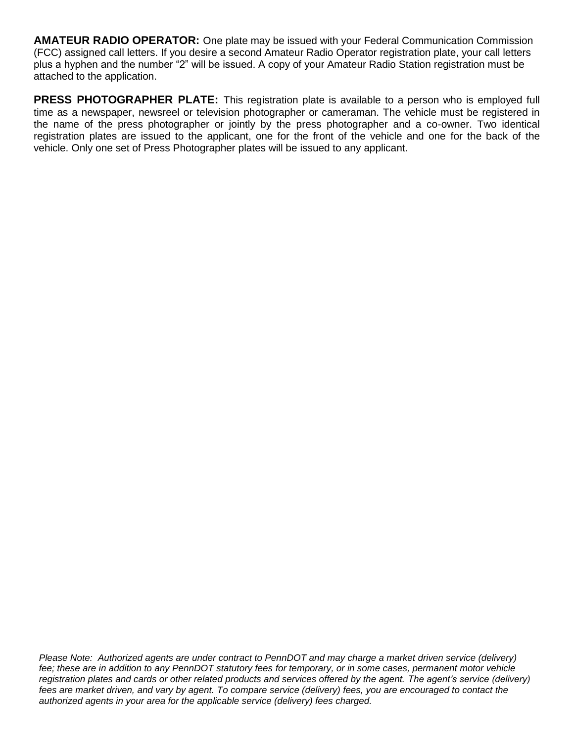**AMATEUR RADIO OPERATOR:** One plate may be issued with your Federal Communication Commission (FCC) assigned call letters. If you desire a second Amateur Radio Operator registration plate, your call letters plus a hyphen and the number “2” will be issued. A copy of your Amateur Radio Station registration must be attached to the application.

**PRESS PHOTOGRAPHER PLATE:** This registration plate is available to a person who is employed full time as a newspaper, newsreel or television photographer or cameraman. The vehicle must be registered in the name of the press photographer or jointly by the press photographer and a co-owner. Two identical registration plates are issued to the applicant, one for the front of the vehicle and one for the back of the vehicle. Only one set of Press Photographer plates will be issued to any applicant.

*Please Note: Authorized agents are under contract to PennDOT and may charge a market driven service (delivery) fee; these are in addition to any PennDOT statutory fees for temporary, or in some cases, permanent motor vehicle registration plates and cards or other related products and services offered by the agent. The agent’s service (delivery) fees are market driven, and vary by agent. To compare service (delivery) fees, you are encouraged to contact the authorized agents in your area for the applicable service (delivery) fees charged.*